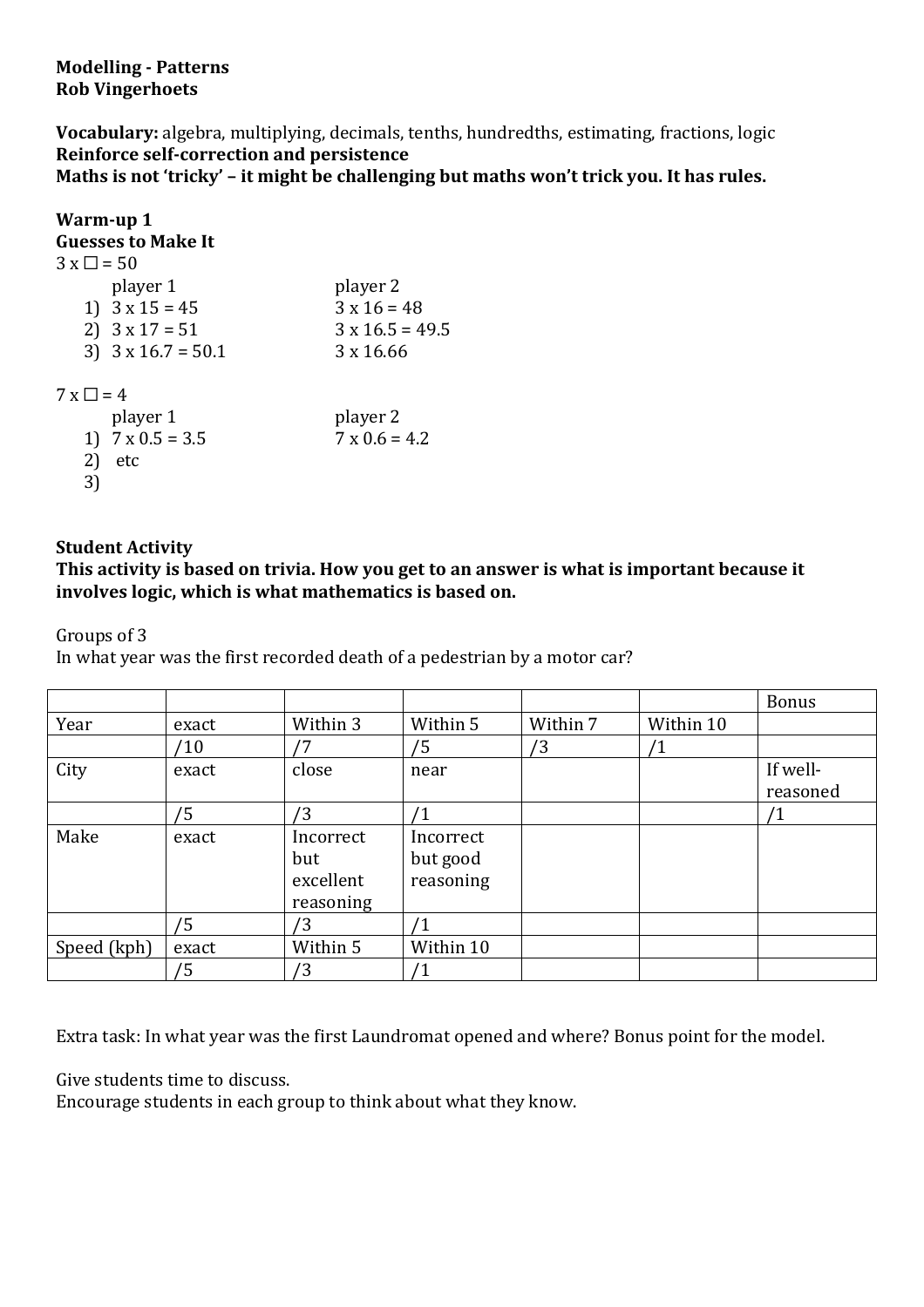**Modelling - Patterns**
**Rob Vingerhoets**

**Vocabulary:** algebra, multiplying, decimals, tenths, hundredths, estimating, fractions, logic
**Reinforce self-correction and persistence**
**Maths is not 'tricky' – it might be challenging but maths won't trick you. It has rules.**

**Warm-up 1**
**Guesses to Make It**

$3 \times \square = 50$

| | player 1 | player 2 |
|---|---|---|
| 1) | $3 \times 15 = 45$ | $3 \times 16 = 48$ |
| 2) | $3 \times 17 = 51$ | $3 \times 16.5 = 49.5$ |
| 3) | $3 \times 16.7 = 50.1$ | $3 \times 16.66$ |

$7 \times \square = 4$

| | player 1 | player 2 |
|---|---|---|
| 1) | $7 \times 0.5 = 3.5$ | $7 \times 0.6 = 4.2$ |
| 2) | etc | |
| 3) | | |

**Student Activity**
**This activity is based on trivia. How you get to an answer is what is important because it involves logic, which is what mathematics is based on.**

Groups of 3
In what year was the first recorded death of a pedestrian by a motor car?

| | | | | | | Bonus |
|---|---|---|---|---|---|---|
| Year | exact | Within 3 | Within 5 | Within 7 | Within 10 | |
| | /10 | /7 | /5 | /3 | /1 | |
| City | exact | close | near | | | If well-reasoned |
| | /5 | /3 | /1 | | | /1 |
| Make | exact | Incorrect but excellent reasoning | Incorrect but good reasoning | | | |
| | /5 | /3 | /1 | | | |
| Speed (kph) | exact | Within 5 | Within 10 | | | |
| | /5 | /3 | /1 | | | |

Extra task: In what year was the first Laundromat opened and where? Bonus point for the model.

Give students time to discuss.
Encourage students in each group to think about what they know.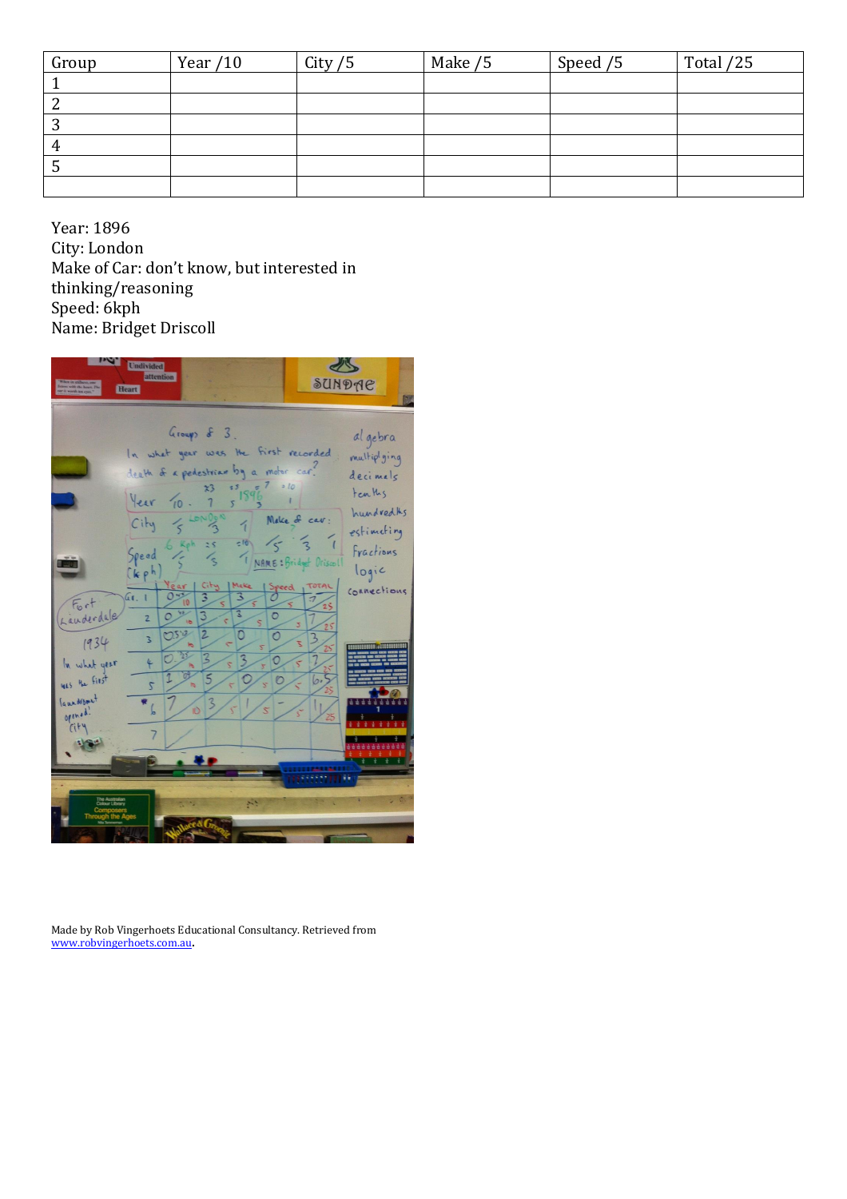| Group | Year /10 | City /5 | Make /5 | Speed /5 | Total /25 |
| --- | --- | --- | --- | --- | --- |
| 1 | | | | | |
| 2 | | | | | |
| 3 | | | | | |
| 4 | | | | | |
| 5 | | | | | |
| | | | | | |

Year: 1896
City: London
Make of Car: don't know, but interested in thinking/reasoning
Speed: 6kph
Name: Bridget Driscoll

Made by Rob Vingerhoets Educational Consultancy. Retrieved from www.robvingerhoets.com.au.